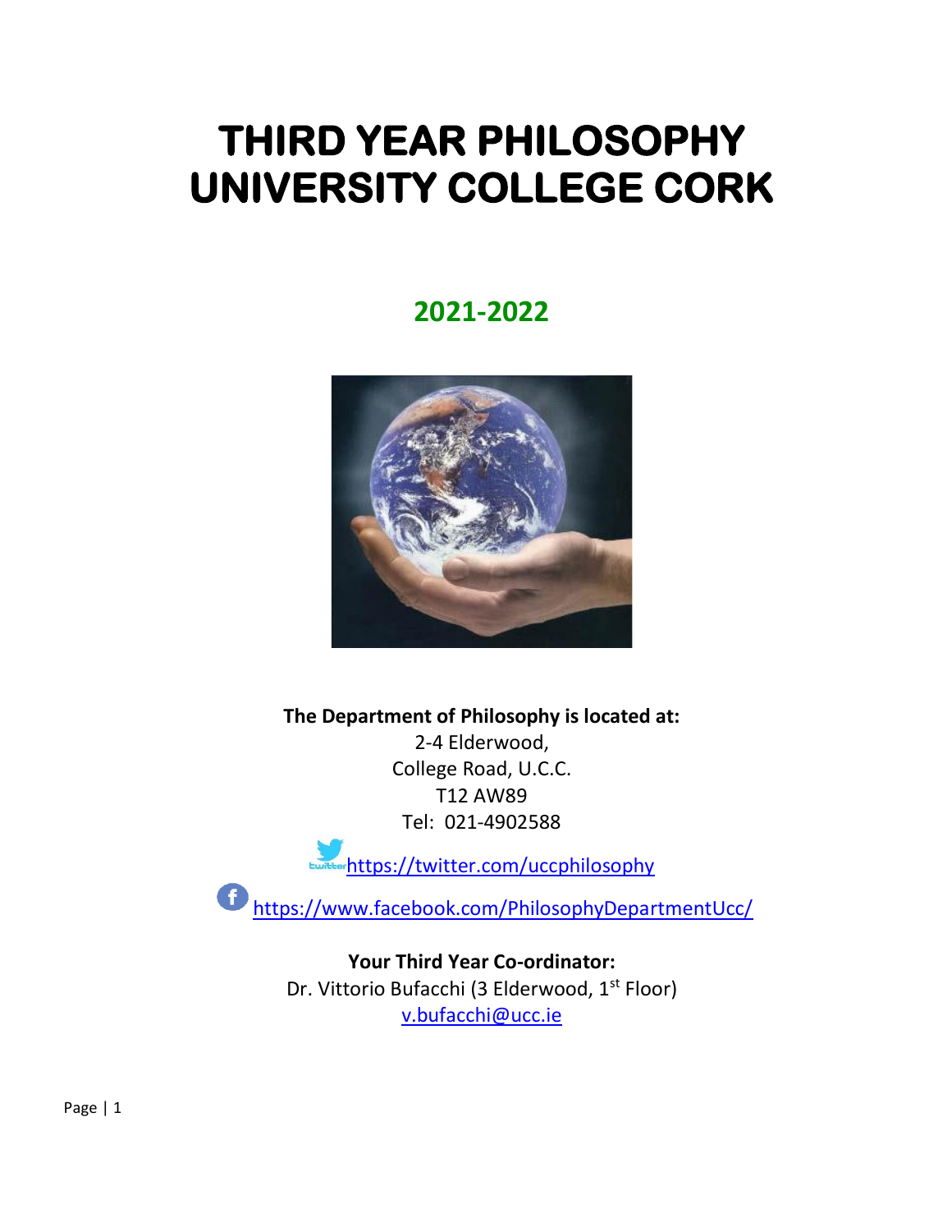# THIRD YEAR PHILOSOPHY UNIVERSITY COLLEGE CORK

## 2021-2022

**The Department of Philosophy is located at:**

2-4 Elderwood,
College Road, U.C.C.
T12 AW89
Tel: 021-4902588

https://twitter.com/uccphilosophy

https://www.facebook.com/PhilosophyDepartmentUcc/

**Your Third Year Co-ordinator:**
Dr. Vittorio Bufacchi (3 Elderwood, 1st Floor)
v.bufacchi@ucc.ie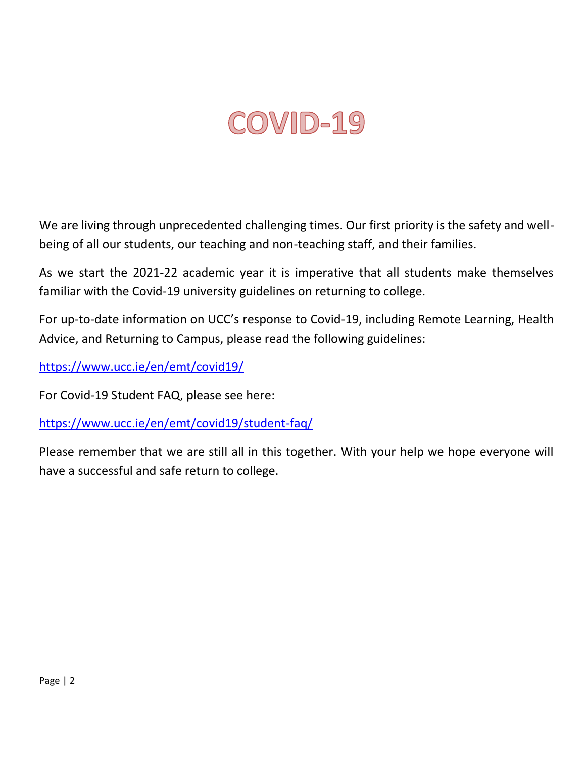# COVID-19

We are living through unprecedented challenging times. Our first priority is the safety and well-being of all our students, our teaching and non-teaching staff, and their families.

As we start the 2021-22 academic year it is imperative that all students make themselves familiar with the Covid-19 university guidelines on returning to college.

For up-to-date information on UCC's response to Covid-19, including Remote Learning, Health Advice, and Returning to Campus, please read the following guidelines:

https://www.ucc.ie/en/emt/covid19/

For Covid-19 Student FAQ, please see here:

https://www.ucc.ie/en/emt/covid19/student-faq/

Please remember that we are still all in this together. With your help we hope everyone will have a successful and safe return to college.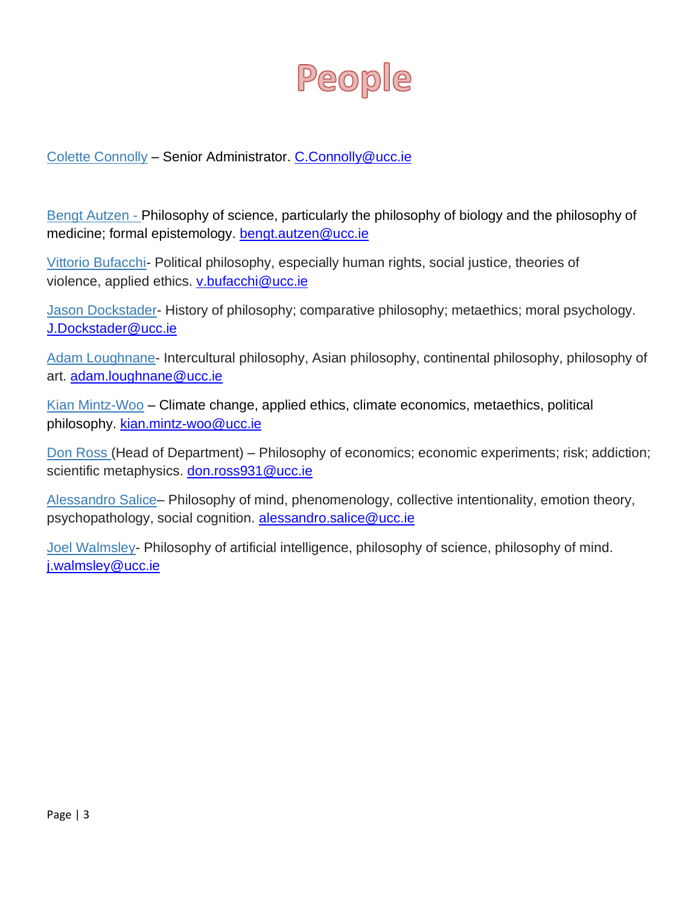# People

Colette Connolly – Senior Administrator. C.Connolly@ucc.ie

Bengt Autzen - Philosophy of science, particularly the philosophy of biology and the philosophy of medicine; formal epistemology. bengt.autzen@ucc.ie

Vittorio Bufacchi- Political philosophy, especially human rights, social justice, theories of violence, applied ethics. v.bufacchi@ucc.ie

Jason Dockstader- History of philosophy; comparative philosophy; metaethics; moral psychology. J.Dockstader@ucc.ie

Adam Loughnane- Intercultural philosophy, Asian philosophy, continental philosophy, philosophy of art. adam.loughnane@ucc.ie

Kian Mintz-Woo – Climate change, applied ethics, climate economics, metaethics, political philosophy. kian.mintz-woo@ucc.ie

Don Ross (Head of Department) – Philosophy of economics; economic experiments; risk; addiction; scientific metaphysics. don.ross931@ucc.ie

Alessandro Salice– Philosophy of mind, phenomenology, collective intentionality, emotion theory, psychopathology, social cognition. alessandro.salice@ucc.ie

Joel Walmsley- Philosophy of artificial intelligence, philosophy of science, philosophy of mind. j.walmsley@ucc.ie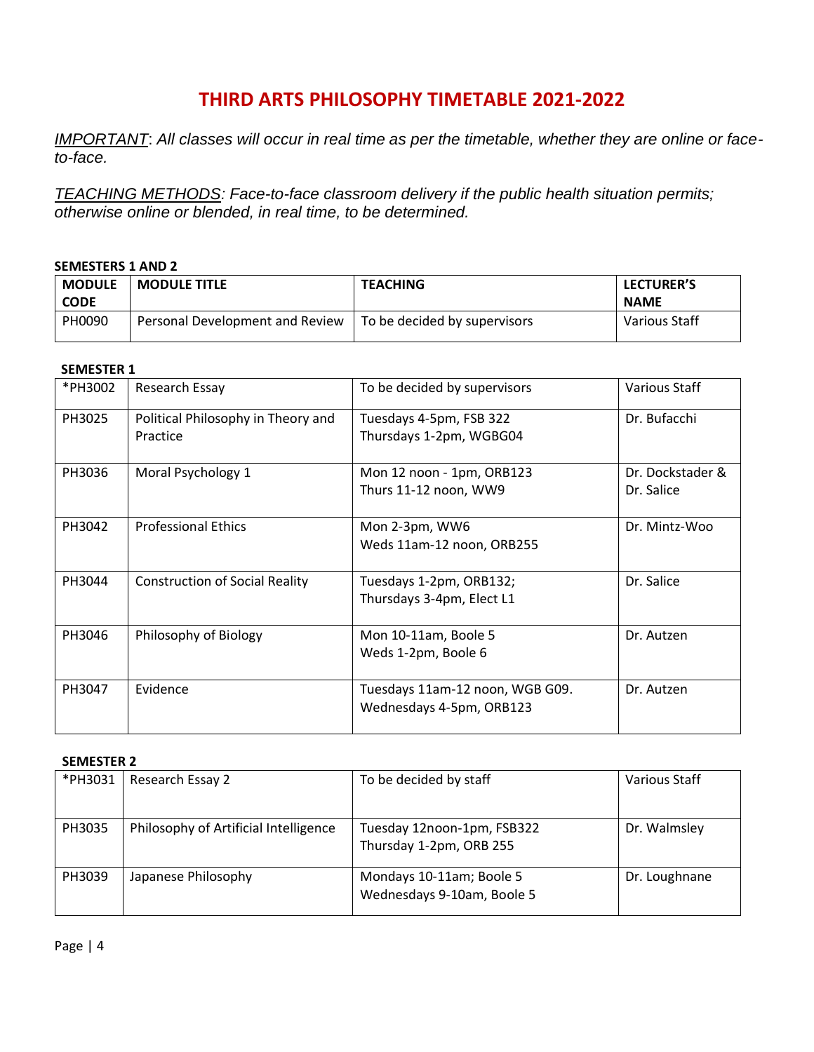# THIRD ARTS PHILOSOPHY TIMETABLE 2021-2022

*IMPORTANT: All classes will occur in real time as per the timetable, whether they are online or face-to-face.*

*TEACHING METHODS: Face-to-face classroom delivery if the public health situation permits; otherwise online or blended, in real time, to be determined.*

**SEMESTERS 1 AND 2**

| MODULE CODE | MODULE TITLE | TEACHING | LECTURER'S NAME |
|---|---|---|---|
| PH0090 | Personal Development and Review | To be decided by supervisors | Various Staff |

**SEMESTER 1**

| | | | |
|---|---|---|---|
| *PH3002 | Research Essay | To be decided by supervisors | Various Staff |
| PH3025 | Political Philosophy in Theory and Practice | Tuesdays 4-5pm, FSB 322<br>Thursdays 1-2pm, WGBG04 | Dr. Bufacchi |
| PH3036 | Moral Psychology 1 | Mon 12 noon - 1pm, ORB123<br>Thurs 11-12 noon, WW9 | Dr. Dockstader & Dr. Salice |
| PH3042 | Professional Ethics | Mon 2-3pm, WW6<br>Weds 11am-12 noon, ORB255 | Dr. Mintz-Woo |
| PH3044 | Construction of Social Reality | Tuesdays 1-2pm, ORB132;<br>Thursdays 3-4pm, Elect L1 | Dr. Salice |
| PH3046 | Philosophy of Biology | Mon 10-11am, Boole 5<br>Weds 1-2pm, Boole 6 | Dr. Autzen |
| PH3047 | Evidence | Tuesdays 11am-12 noon, WGB G09.<br>Wednesdays 4-5pm, ORB123 | Dr. Autzen |

**SEMESTER 2**

| | | | |
|---|---|---|---|
| *PH3031 | Research Essay 2 | To be decided by staff | Various Staff |
| PH3035 | Philosophy of Artificial Intelligence | Tuesday 12noon-1pm, FSB322<br>Thursday 1-2pm, ORB 255 | Dr. Walmsley |
| PH3039 | Japanese Philosophy | Mondays 10-11am; Boole 5<br>Wednesdays 9-10am, Boole 5 | Dr. Loughnane |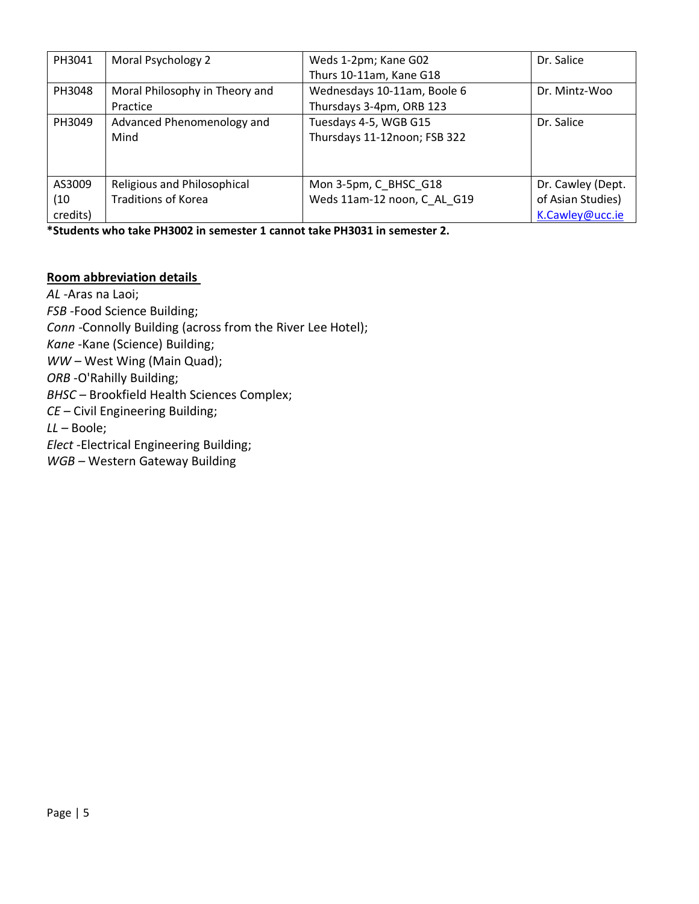| | | | |
|---|---|---|---|
| PH3041 | Moral Psychology 2 | Weds 1-2pm; Kane G02<br>Thurs 10-11am, Kane G18 | Dr. Salice |
| PH3048 | Moral Philosophy in Theory and Practice | Wednesdays 10-11am, Boole 6<br>Thursdays 3-4pm, ORB 123 | Dr. Mintz-Woo |
| PH3049 | Advanced Phenomenology and Mind | Tuesdays 4-5, WGB G15<br>Thursdays 11-12noon; FSB 322 | Dr. Salice |
| AS3009 (10 credits) | Religious and Philosophical Traditions of Korea | Mon 3-5pm, C_BHSC_G18<br>Weds 11am-12 noon, C_AL_G19 | Dr. Cawley (Dept. of Asian Studies) K.Cawley@ucc.ie |

**\*Students who take PH3002 in semester 1 cannot take PH3031 in semester 2.**

**Room abbreviation details**

*AL* -Aras na Laoi;
*FSB* -Food Science Building;
*Conn* -Connolly Building (across from the River Lee Hotel);
*Kane* -Kane (Science) Building;
*WW* – West Wing (Main Quad);
*ORB* -O'Rahilly Building;
*BHSC* – Brookfield Health Sciences Complex;
*CE* – Civil Engineering Building;
*LL* – Boole;
*Elect* -Electrical Engineering Building;
*WGB* – Western Gateway Building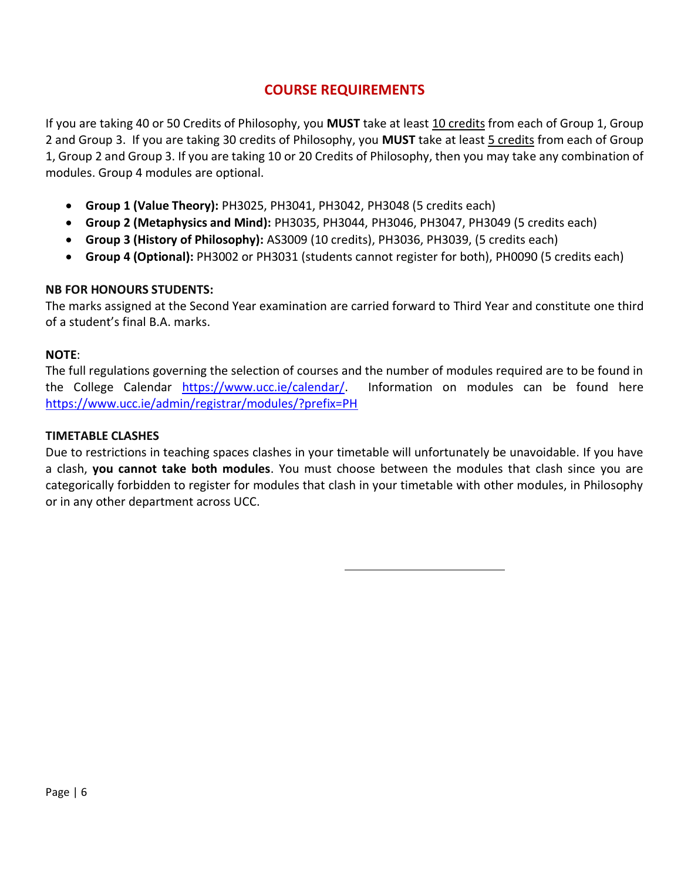## COURSE REQUIREMENTS

If you are taking 40 or 50 Credits of Philosophy, you **MUST** take at least <u>10 credits</u> from each of Group 1, Group 2 and Group 3. If you are taking 30 credits of Philosophy, you **MUST** take at least <u>5 credits</u> from each of Group 1, Group 2 and Group 3. If you are taking 10 or 20 Credits of Philosophy, then you may take any combination of modules. Group 4 modules are optional.

- **Group 1 (Value Theory):** PH3025, PH3041, PH3042, PH3048 (5 credits each)
- **Group 2 (Metaphysics and Mind):** PH3035, PH3044, PH3046, PH3047, PH3049 (5 credits each)
- **Group 3 (History of Philosophy):** AS3009 (10 credits), PH3036, PH3039, (5 credits each)
- **Group 4 (Optional):** PH3002 or PH3031 (students cannot register for both), PH0090 (5 credits each)

**NB FOR HONOURS STUDENTS:**
The marks assigned at the Second Year examination are carried forward to Third Year and constitute one third of a student's final B.A. marks.

**NOTE**:
The full regulations governing the selection of courses and the number of modules required are to be found in the College Calendar https://www.ucc.ie/calendar/. Information on modules can be found here https://www.ucc.ie/admin/registrar/modules/?prefix=PH

**TIMETABLE CLASHES**
Due to restrictions in teaching spaces clashes in your timetable will unfortunately be unavoidable. If you have a clash, **you cannot take both modules**. You must choose between the modules that clash since you are categorically forbidden to register for modules that clash in your timetable with other modules, in Philosophy or in any other department across UCC.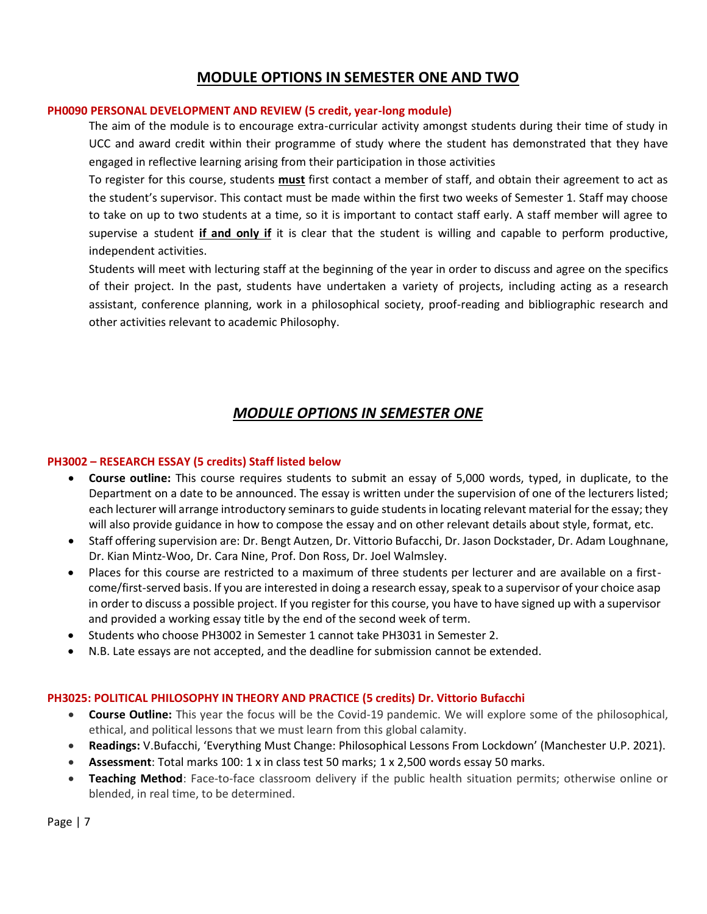## MODULE OPTIONS IN SEMESTER ONE AND TWO

### PH0090 PERSONAL DEVELOPMENT AND REVIEW (5 credit, year-long module)

The aim of the module is to encourage extra-curricular activity amongst students during their time of study in UCC and award credit within their programme of study where the student has demonstrated that they have engaged in reflective learning arising from their participation in those activities

To register for this course, students **must** first contact a member of staff, and obtain their agreement to act as the student's supervisor. This contact must be made within the first two weeks of Semester 1. Staff may choose to take on up to two students at a time, so it is important to contact staff early. A staff member will agree to supervise a student **if and only if** it is clear that the student is willing and capable to perform productive, independent activities.

Students will meet with lecturing staff at the beginning of the year in order to discuss and agree on the specifics of their project. In the past, students have undertaken a variety of projects, including acting as a research assistant, conference planning, work in a philosophical society, proof-reading and bibliographic research and other activities relevant to academic Philosophy.

## *MODULE OPTIONS IN SEMESTER ONE*

### PH3002 – RESEARCH ESSAY (5 credits) Staff listed below

- **Course outline:** This course requires students to submit an essay of 5,000 words, typed, in duplicate, to the Department on a date to be announced. The essay is written under the supervision of one of the lecturers listed; each lecturer will arrange introductory seminars to guide students in locating relevant material for the essay; they will also provide guidance in how to compose the essay and on other relevant details about style, format, etc.
- Staff offering supervision are: Dr. Bengt Autzen, Dr. Vittorio Bufacchi, Dr. Jason Dockstader, Dr. Adam Loughnane, Dr. Kian Mintz-Woo, Dr. Cara Nine, Prof. Don Ross, Dr. Joel Walmsley.
- Places for this course are restricted to a maximum of three students per lecturer and are available on a first-come/first-served basis. If you are interested in doing a research essay, speak to a supervisor of your choice asap in order to discuss a possible project. If you register for this course, you have to have signed up with a supervisor and provided a working essay title by the end of the second week of term.
- Students who choose PH3002 in Semester 1 cannot take PH3031 in Semester 2.
- N.B. Late essays are not accepted, and the deadline for submission cannot be extended.

### PH3025: POLITICAL PHILOSOPHY IN THEORY AND PRACTICE (5 credits) Dr. Vittorio Bufacchi

- **Course Outline:** This year the focus will be the Covid-19 pandemic. We will explore some of the philosophical, ethical, and political lessons that we must learn from this global calamity.
- **Readings:** V.Bufacchi, 'Everything Must Change: Philosophical Lessons From Lockdown' (Manchester U.P. 2021).
- **Assessment**: Total marks 100: 1 x in class test 50 marks; 1 x 2,500 words essay 50 marks.
- **Teaching Method**: Face-to-face classroom delivery if the public health situation permits; otherwise online or blended, in real time, to be determined.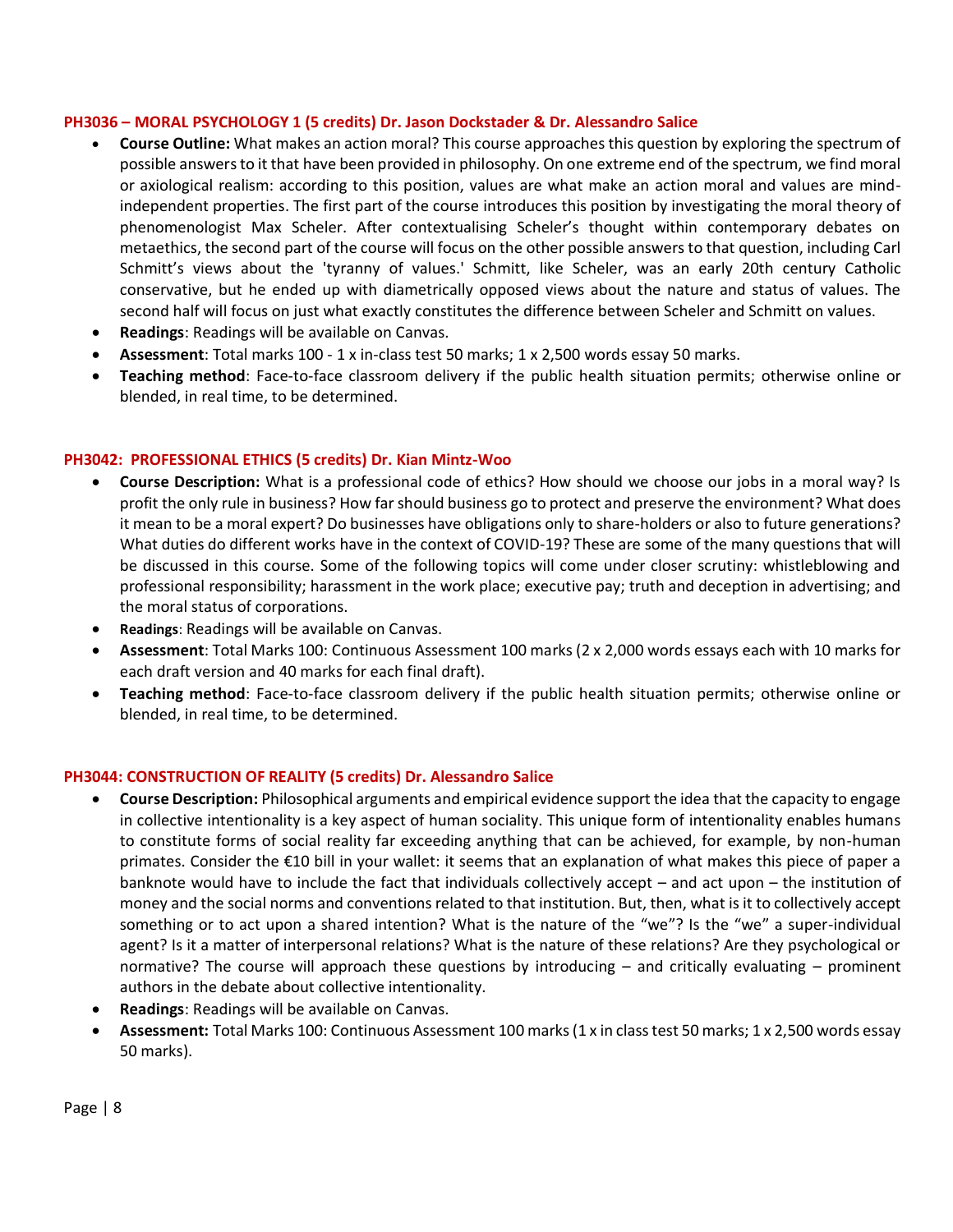### PH3036 – MORAL PSYCHOLOGY 1 (5 credits) Dr. Jason Dockstader & Dr. Alessandro Salice

- **Course Outline:** What makes an action moral? This course approaches this question by exploring the spectrum of possible answers to it that have been provided in philosophy. On one extreme end of the spectrum, we find moral or axiological realism: according to this position, values are what make an action moral and values are mind-independent properties. The first part of the course introduces this position by investigating the moral theory of phenomenologist Max Scheler. After contextualising Scheler's thought within contemporary debates on metaethics, the second part of the course will focus on the other possible answers to that question, including Carl Schmitt's views about the 'tyranny of values.' Schmitt, like Scheler, was an early 20th century Catholic conservative, but he ended up with diametrically opposed views about the nature and status of values. The second half will focus on just what exactly constitutes the difference between Scheler and Schmitt on values.
- **Readings**: Readings will be available on Canvas.
- **Assessment**: Total marks 100 - 1 x in-class test 50 marks; 1 x 2,500 words essay 50 marks.
- **Teaching method**: Face-to-face classroom delivery if the public health situation permits; otherwise online or blended, in real time, to be determined.

### PH3042: PROFESSIONAL ETHICS (5 credits) Dr. Kian Mintz-Woo

- **Course Description:** What is a professional code of ethics? How should we choose our jobs in a moral way? Is profit the only rule in business? How far should business go to protect and preserve the environment? What does it mean to be a moral expert? Do businesses have obligations only to share-holders or also to future generations? What duties do different works have in the context of COVID-19? These are some of the many questions that will be discussed in this course. Some of the following topics will come under closer scrutiny: whistleblowing and professional responsibility; harassment in the work place; executive pay; truth and deception in advertising; and the moral status of corporations.
- **Readings**: Readings will be available on Canvas.
- **Assessment**: Total Marks 100: Continuous Assessment 100 marks (2 x 2,000 words essays each with 10 marks for each draft version and 40 marks for each final draft).
- **Teaching method**: Face-to-face classroom delivery if the public health situation permits; otherwise online or blended, in real time, to be determined.

### PH3044: CONSTRUCTION OF REALITY (5 credits) Dr. Alessandro Salice

- **Course Description:** Philosophical arguments and empirical evidence support the idea that the capacity to engage in collective intentionality is a key aspect of human sociality. This unique form of intentionality enables humans to constitute forms of social reality far exceeding anything that can be achieved, for example, by non-human primates. Consider the €10 bill in your wallet: it seems that an explanation of what makes this piece of paper a banknote would have to include the fact that individuals collectively accept – and act upon – the institution of money and the social norms and conventions related to that institution. But, then, what is it to collectively accept something or to act upon a shared intention? What is the nature of the "we"? Is the "we" a super-individual agent? Is it a matter of interpersonal relations? What is the nature of these relations? Are they psychological or normative? The course will approach these questions by introducing – and critically evaluating – prominent authors in the debate about collective intentionality.
- **Readings**: Readings will be available on Canvas.
- **Assessment:** Total Marks 100: Continuous Assessment 100 marks (1 x in class test 50 marks; 1 x 2,500 words essay 50 marks).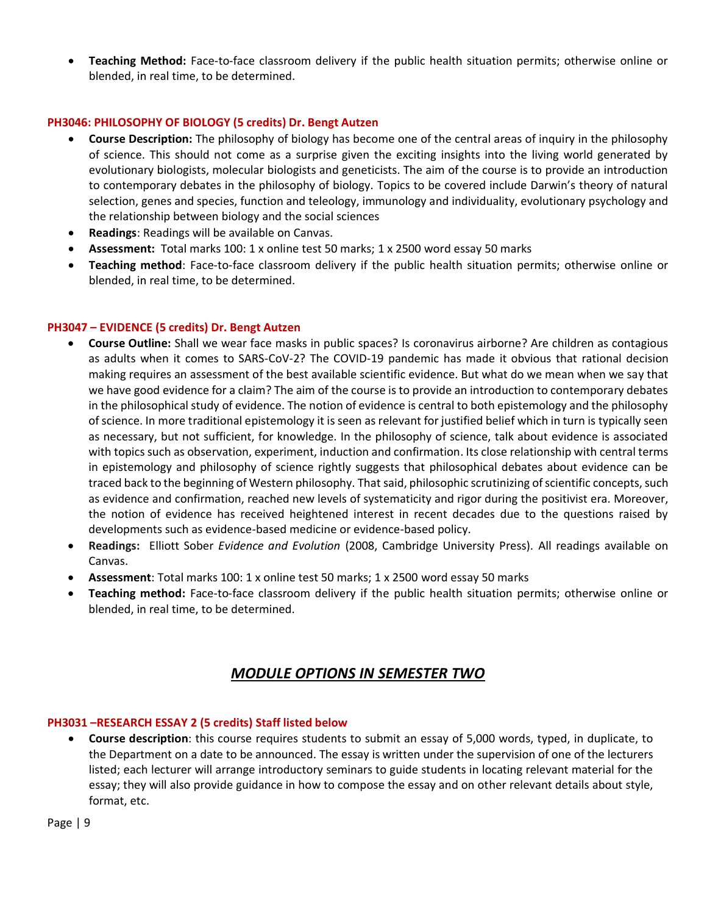- **Teaching Method:** Face-to-face classroom delivery if the public health situation permits; otherwise online or blended, in real time, to be determined.

### PH3046: PHILOSOPHY OF BIOLOGY (5 credits) Dr. Bengt Autzen

- **Course Description:** The philosophy of biology has become one of the central areas of inquiry in the philosophy of science. This should not come as a surprise given the exciting insights into the living world generated by evolutionary biologists, molecular biologists and geneticists. The aim of the course is to provide an introduction to contemporary debates in the philosophy of biology. Topics to be covered include Darwin's theory of natural selection, genes and species, function and teleology, immunology and individuality, evolutionary psychology and the relationship between biology and the social sciences
- **Readings**: Readings will be available on Canvas.
- **Assessment:** Total marks 100: 1 x online test 50 marks; 1 x 2500 word essay 50 marks
- **Teaching method**: Face-to-face classroom delivery if the public health situation permits; otherwise online or blended, in real time, to be determined.

### PH3047 – EVIDENCE (5 credits) Dr. Bengt Autzen

- **Course Outline:** Shall we wear face masks in public spaces? Is coronavirus airborne? Are children as contagious as adults when it comes to SARS-CoV-2? The COVID-19 pandemic has made it obvious that rational decision making requires an assessment of the best available scientific evidence. But what do we mean when we say that we have good evidence for a claim? The aim of the course is to provide an introduction to contemporary debates in the philosophical study of evidence. The notion of evidence is central to both epistemology and the philosophy of science. In more traditional epistemology it is seen as relevant for justified belief which in turn is typically seen as necessary, but not sufficient, for knowledge. In the philosophy of science, talk about evidence is associated with topics such as observation, experiment, induction and confirmation. Its close relationship with central terms in epistemology and philosophy of science rightly suggests that philosophical debates about evidence can be traced back to the beginning of Western philosophy. That said, philosophic scrutinizing of scientific concepts, such as evidence and confirmation, reached new levels of systematicity and rigor during the positivist era. Moreover, the notion of evidence has received heightened interest in recent decades due to the questions raised by developments such as evidence-based medicine or evidence-based policy.
- **Readings:** Elliott Sober *Evidence and Evolution* (2008, Cambridge University Press). All readings available on Canvas.
- **Assessment**: Total marks 100: 1 x online test 50 marks; 1 x 2500 word essay 50 marks
- **Teaching method:** Face-to-face classroom delivery if the public health situation permits; otherwise online or blended, in real time, to be determined.

## *MODULE OPTIONS IN SEMESTER TWO*

### PH3031 –RESEARCH ESSAY 2 (5 credits) Staff listed below

- **Course description**: this course requires students to submit an essay of 5,000 words, typed, in duplicate, to the Department on a date to be announced. The essay is written under the supervision of one of the lecturers listed; each lecturer will arrange introductory seminars to guide students in locating relevant material for the essay; they will also provide guidance in how to compose the essay and on other relevant details about style, format, etc.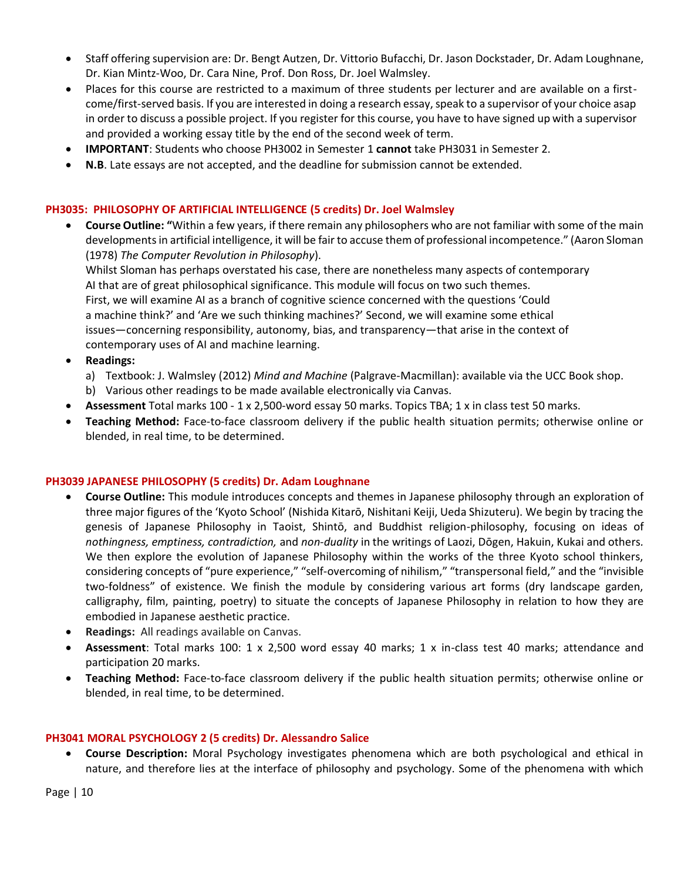- Staff offering supervision are: Dr. Bengt Autzen, Dr. Vittorio Bufacchi, Dr. Jason Dockstader, Dr. Adam Loughnane, Dr. Kian Mintz-Woo, Dr. Cara Nine, Prof. Don Ross, Dr. Joel Walmsley.
- Places for this course are restricted to a maximum of three students per lecturer and are available on a first-come/first-served basis. If you are interested in doing a research essay, speak to a supervisor of your choice asap in order to discuss a possible project. If you register for this course, you have to have signed up with a supervisor and provided a working essay title by the end of the second week of term.
- **IMPORTANT**: Students who choose PH3002 in Semester 1 **cannot** take PH3031 in Semester 2.
- **N.B**. Late essays are not accepted, and the deadline for submission cannot be extended.

### PH3035: PHILOSOPHY OF ARTIFICIAL INTELLIGENCE (5 credits) Dr. Joel Walmsley

- **Course Outline: "**Within a few years, if there remain any philosophers who are not familiar with some of the main developments in artificial intelligence, it will be fair to accuse them of professional incompetence." (Aaron Sloman (1978) *The Computer Revolution in Philosophy*).
  Whilst Sloman has perhaps overstated his case, there are nonetheless many aspects of contemporary AI that are of great philosophical significance. This module will focus on two such themes. First, we will examine AI as a branch of cognitive science concerned with the questions 'Could a machine think?' and 'Are we such thinking machines?' Second, we will examine some ethical issues—concerning responsibility, autonomy, bias, and transparency—that arise in the context of contemporary uses of AI and machine learning.
- **Readings:**
  a) Textbook: J. Walmsley (2012) *Mind and Machine* (Palgrave-Macmillan): available via the UCC Book shop.
  b) Various other readings to be made available electronically via Canvas.
- **Assessment** Total marks 100 - 1 x 2,500-word essay 50 marks. Topics TBA; 1 x in class test 50 marks.
- **Teaching Method:** Face-to-face classroom delivery if the public health situation permits; otherwise online or blended, in real time, to be determined.

### PH3039 JAPANESE PHILOSOPHY (5 credits) Dr. Adam Loughnane

- **Course Outline:** This module introduces concepts and themes in Japanese philosophy through an exploration of three major figures of the 'Kyoto School' (Nishida Kitarō, Nishitani Keiji, Ueda Shizuteru). We begin by tracing the genesis of Japanese Philosophy in Taoist, Shintō, and Buddhist religion-philosophy, focusing on ideas of *nothingness, emptiness, contradiction,* and *non-duality* in the writings of Laozi, Dōgen, Hakuin, Kukai and others. We then explore the evolution of Japanese Philosophy within the works of the three Kyoto school thinkers, considering concepts of "pure experience," "self-overcoming of nihilism," "transpersonal field," and the "invisible two-foldness" of existence. We finish the module by considering various art forms (dry landscape garden, calligraphy, film, painting, poetry) to situate the concepts of Japanese Philosophy in relation to how they are embodied in Japanese aesthetic practice.
- **Readings:** All readings available on Canvas.
- **Assessment**: Total marks 100: 1 x 2,500 word essay 40 marks; 1 x in-class test 40 marks; attendance and participation 20 marks.
- **Teaching Method:** Face-to-face classroom delivery if the public health situation permits; otherwise online or blended, in real time, to be determined.

### PH3041 MORAL PSYCHOLOGY 2 (5 credits) Dr. Alessandro Salice

- **Course Description:** Moral Psychology investigates phenomena which are both psychological and ethical in nature, and therefore lies at the interface of philosophy and psychology. Some of the phenomena with which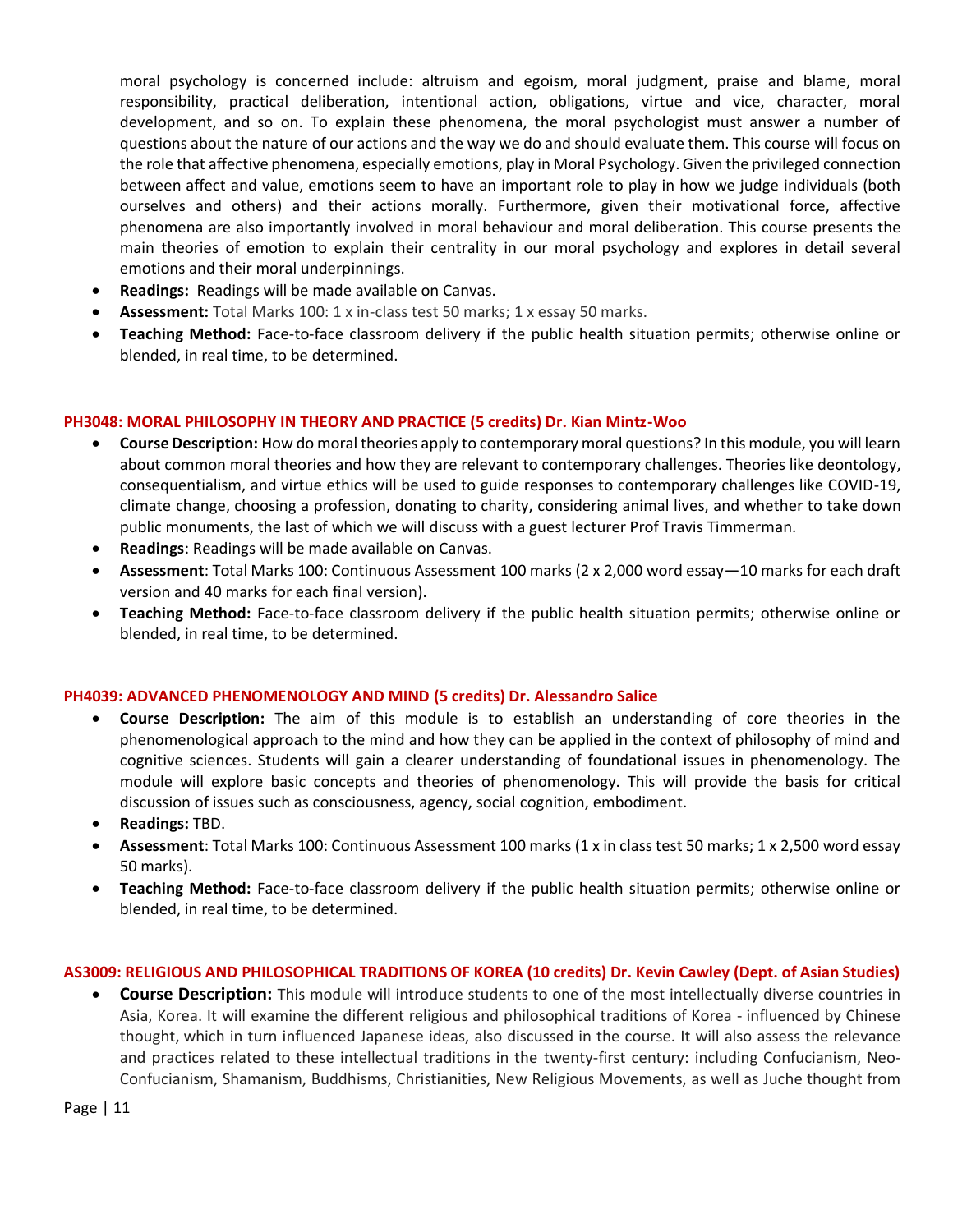moral psychology is concerned include: altruism and egoism, moral judgment, praise and blame, moral responsibility, practical deliberation, intentional action, obligations, virtue and vice, character, moral development, and so on. To explain these phenomena, the moral psychologist must answer a number of questions about the nature of our actions and the way we do and should evaluate them. This course will focus on the role that affective phenomena, especially emotions, play in Moral Psychology. Given the privileged connection between affect and value, emotions seem to have an important role to play in how we judge individuals (both ourselves and others) and their actions morally. Furthermore, given their motivational force, affective phenomena are also importantly involved in moral behaviour and moral deliberation. This course presents the main theories of emotion to explain their centrality in our moral psychology and explores in detail several emotions and their moral underpinnings.

- **Readings:** Readings will be made available on Canvas.
- **Assessment:** Total Marks 100: 1 x in-class test 50 marks; 1 x essay 50 marks.
- **Teaching Method:** Face-to-face classroom delivery if the public health situation permits; otherwise online or blended, in real time, to be determined.

### PH3048: MORAL PHILOSOPHY IN THEORY AND PRACTICE (5 credits) Dr. Kian Mintz-Woo

- **Course Description:** How do moral theories apply to contemporary moral questions? In this module, you will learn about common moral theories and how they are relevant to contemporary challenges. Theories like deontology, consequentialism, and virtue ethics will be used to guide responses to contemporary challenges like COVID-19, climate change, choosing a profession, donating to charity, considering animal lives, and whether to take down public monuments, the last of which we will discuss with a guest lecturer Prof Travis Timmerman.
- **Readings**: Readings will be made available on Canvas.
- **Assessment**: Total Marks 100: Continuous Assessment 100 marks (2 x 2,000 word essay—10 marks for each draft version and 40 marks for each final version).
- **Teaching Method:** Face-to-face classroom delivery if the public health situation permits; otherwise online or blended, in real time, to be determined.

### PH4039: ADVANCED PHENOMENOLOGY AND MIND (5 credits) Dr. Alessandro Salice

- **Course Description:** The aim of this module is to establish an understanding of core theories in the phenomenological approach to the mind and how they can be applied in the context of philosophy of mind and cognitive sciences. Students will gain a clearer understanding of foundational issues in phenomenology. The module will explore basic concepts and theories of phenomenology. This will provide the basis for critical discussion of issues such as consciousness, agency, social cognition, embodiment.
- **Readings:** TBD.
- **Assessment**: Total Marks 100: Continuous Assessment 100 marks (1 x in class test 50 marks; 1 x 2,500 word essay 50 marks).
- **Teaching Method:** Face-to-face classroom delivery if the public health situation permits; otherwise online or blended, in real time, to be determined.

### AS3009: RELIGIOUS AND PHILOSOPHICAL TRADITIONS OF KOREA (10 credits) Dr. Kevin Cawley (Dept. of Asian Studies)

- **Course Description:** This module will introduce students to one of the most intellectually diverse countries in Asia, Korea. It will examine the different religious and philosophical traditions of Korea - influenced by Chinese thought, which in turn influenced Japanese ideas, also discussed in the course. It will also assess the relevance and practices related to these intellectual traditions in the twenty-first century: including Confucianism, Neo-Confucianism, Shamanism, Buddhisms, Christianities, New Religious Movements, as well as Juche thought from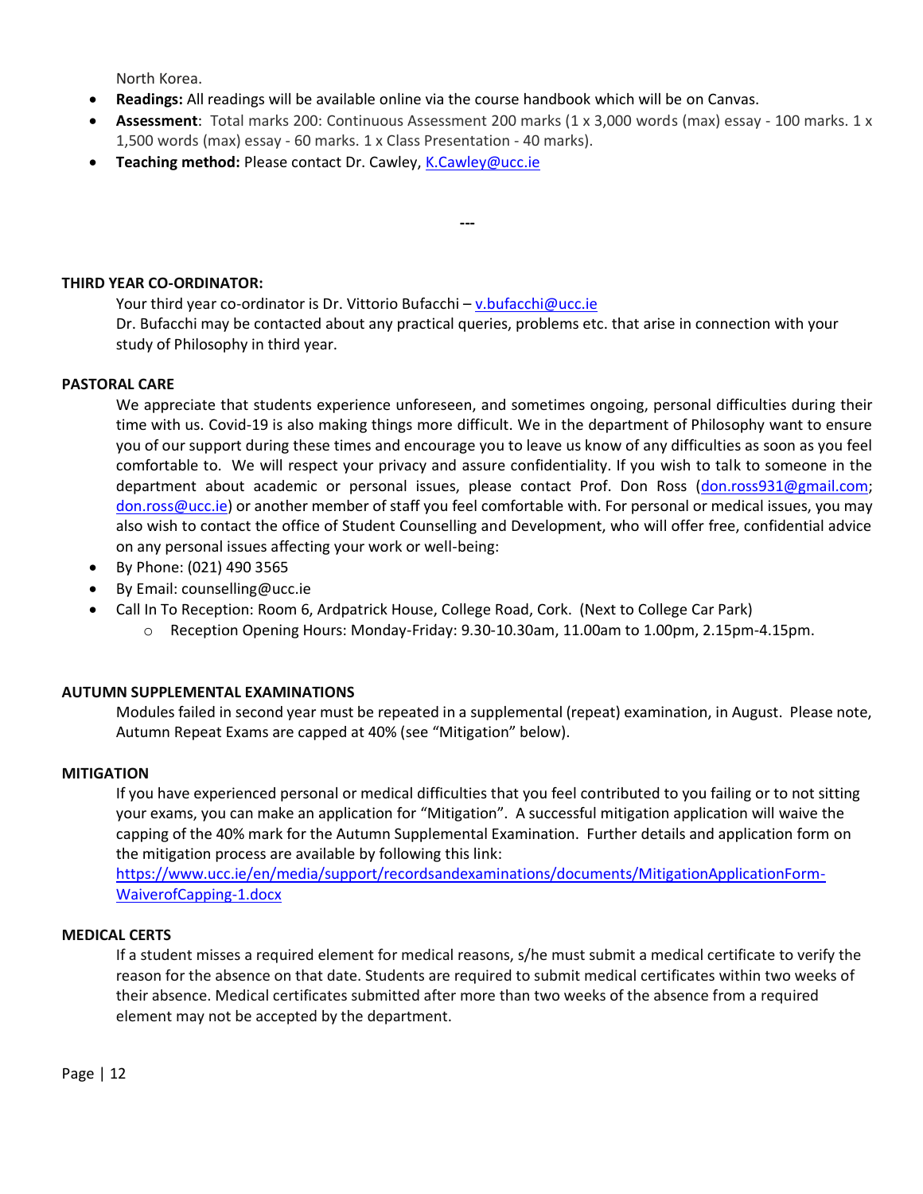North Korea.

- **Readings:** All readings will be available online via the course handbook which will be on Canvas.
- **Assessment**: Total marks 200: Continuous Assessment 200 marks (1 x 3,000 words (max) essay - 100 marks. 1 x 1,500 words (max) essay - 60 marks. 1 x Class Presentation - 40 marks).
- **Teaching method:** Please contact Dr. Cawley, K.Cawley@ucc.ie

---

**THIRD YEAR CO-ORDINATOR:**

Your third year co-ordinator is Dr. Vittorio Bufacchi – v.bufacchi@ucc.ie
Dr. Bufacchi may be contacted about any practical queries, problems etc. that arise in connection with your study of Philosophy in third year.

**PASTORAL CARE**

We appreciate that students experience unforeseen, and sometimes ongoing, personal difficulties during their time with us. Covid-19 is also making things more difficult. We in the department of Philosophy want to ensure you of our support during these times and encourage you to leave us know of any difficulties as soon as you feel comfortable to. We will respect your privacy and assure confidentiality. If you wish to talk to someone in the department about academic or personal issues, please contact Prof. Don Ross (don.ross931@gmail.com; don.ross@ucc.ie) or another member of staff you feel comfortable with. For personal or medical issues, you may also wish to contact the office of Student Counselling and Development, who will offer free, confidential advice on any personal issues affecting your work or well-being:

- By Phone: (021) 490 3565
- By Email: counselling@ucc.ie
- Call In To Reception: Room 6, Ardpatrick House, College Road, Cork. (Next to College Car Park)
  - Reception Opening Hours: Monday-Friday: 9.30-10.30am, 11.00am to 1.00pm, 2.15pm-4.15pm.

**AUTUMN SUPPLEMENTAL EXAMINATIONS**

Modules failed in second year must be repeated in a supplemental (repeat) examination, in August. Please note, Autumn Repeat Exams are capped at 40% (see "Mitigation" below).

**MITIGATION**

If you have experienced personal or medical difficulties that you feel contributed to you failing or to not sitting your exams, you can make an application for "Mitigation". A successful mitigation application will waive the capping of the 40% mark for the Autumn Supplemental Examination. Further details and application form on the mitigation process are available by following this link:
https://www.ucc.ie/en/media/support/recordsandexaminations/documents/MitigationApplicationForm-WaiverofCapping-1.docx

**MEDICAL CERTS**

If a student misses a required element for medical reasons, s/he must submit a medical certificate to verify the reason for the absence on that date. Students are required to submit medical certificates within two weeks of their absence. Medical certificates submitted after more than two weeks of the absence from a required element may not be accepted by the department.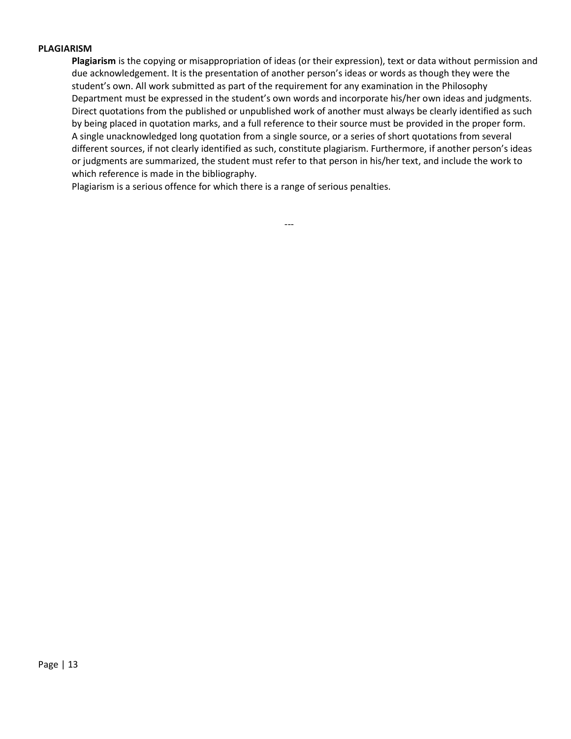**PLAGIARISM**

**Plagiarism** is the copying or misappropriation of ideas (or their expression), text or data without permission and due acknowledgement. It is the presentation of another person's ideas or words as though they were the student's own. All work submitted as part of the requirement for any examination in the Philosophy Department must be expressed in the student's own words and incorporate his/her own ideas and judgments. Direct quotations from the published or unpublished work of another must always be clearly identified as such by being placed in quotation marks, and a full reference to their source must be provided in the proper form. A single unacknowledged long quotation from a single source, or a series of short quotations from several different sources, if not clearly identified as such, constitute plagiarism. Furthermore, if another person's ideas or judgments are summarized, the student must refer to that person in his/her text, and include the work to which reference is made in the bibliography.

Plagiarism is a serious offence for which there is a range of serious penalties.

---